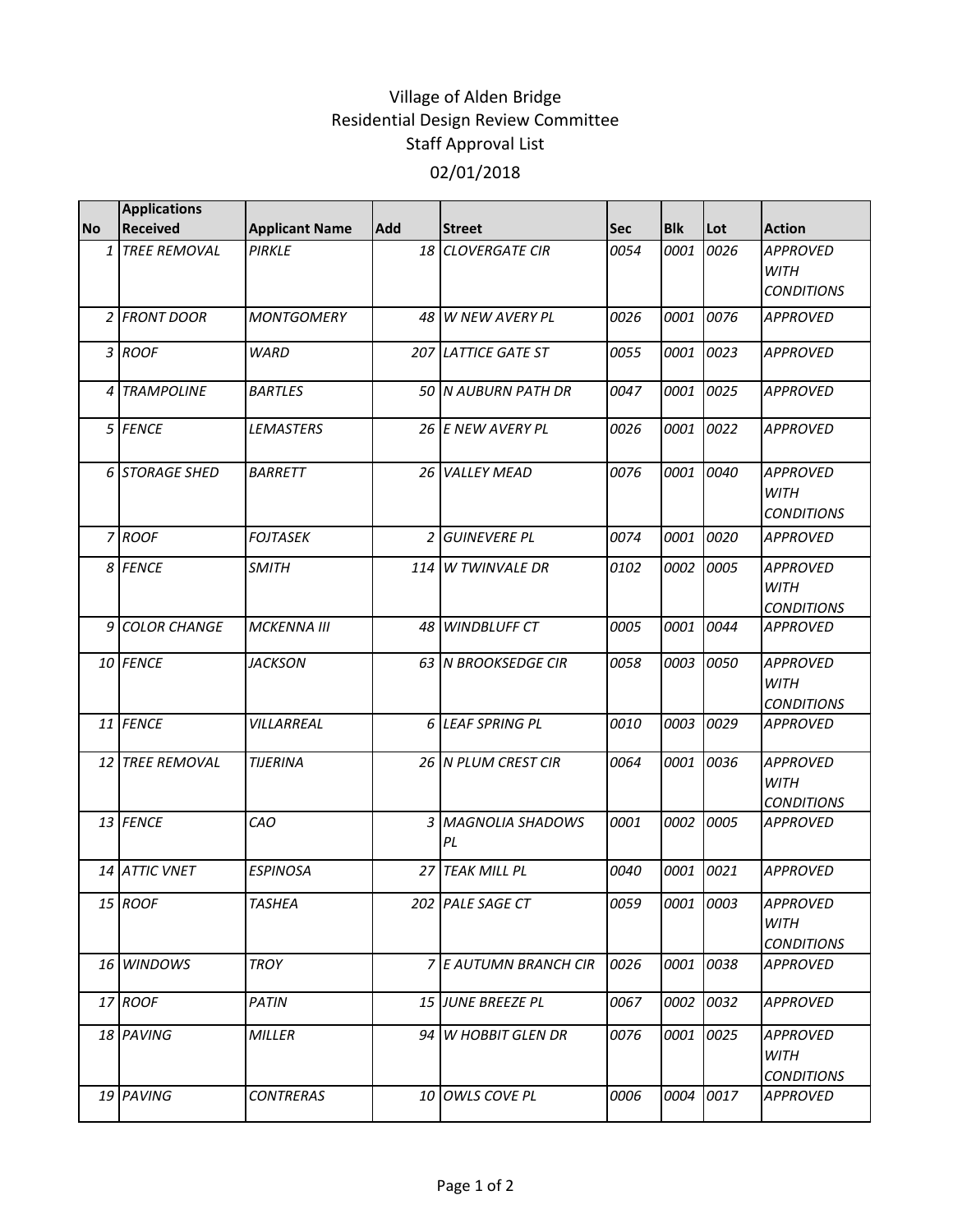Village of Alden Bridge
Residential Design Review Committee
Staff Approval List
02/01/2018

| No | Applications Received | Applicant Name | Add | Street | Sec | Blk | Lot | Action |
|---|---|---|---|---|---|---|---|---|
| 1 | TREE REMOVAL | PIRKLE | 18 | CLOVERGATE CIR | 0054 | 0001 | 0026 | APPROVED WITH CONDITIONS |
| 2 | FRONT DOOR | MONTGOMERY | 48 | W NEW AVERY PL | 0026 | 0001 | 0076 | APPROVED |
| 3 | ROOF | WARD | 207 | LATTICE GATE ST | 0055 | 0001 | 0023 | APPROVED |
| 4 | TRAMPOLINE | BARTLES | 50 | N AUBURN PATH DR | 0047 | 0001 | 0025 | APPROVED |
| 5 | FENCE | LEMASTERS | 26 | E NEW AVERY PL | 0026 | 0001 | 0022 | APPROVED |
| 6 | STORAGE SHED | BARRETT | 26 | VALLEY MEAD | 0076 | 0001 | 0040 | APPROVED WITH CONDITIONS |
| 7 | ROOF | FOJTASEK | 2 | GUINEVERE PL | 0074 | 0001 | 0020 | APPROVED |
| 8 | FENCE | SMITH | 114 | W TWINVALE DR | 0102 | 0002 | 0005 | APPROVED WITH CONDITIONS |
| 9 | COLOR CHANGE | MCKENNA III | 48 | WINDBLUFF CT | 0005 | 0001 | 0044 | APPROVED |
| 10 | FENCE | JACKSON | 63 | N BROOKSEDGE CIR | 0058 | 0003 | 0050 | APPROVED WITH CONDITIONS |
| 11 | FENCE | VILLARREAL | 6 | LEAF SPRING PL | 0010 | 0003 | 0029 | APPROVED |
| 12 | TREE REMOVAL | TIJERINA | 26 | N PLUM CREST CIR | 0064 | 0001 | 0036 | APPROVED WITH CONDITIONS |
| 13 | FENCE | CAO | 3 | MAGNOLIA SHADOWS PL | 0001 | 0002 | 0005 | APPROVED |
| 14 | ATTIC VNET | ESPINOSA | 27 | TEAK MILL PL | 0040 | 0001 | 0021 | APPROVED |
| 15 | ROOF | TASHEA | 202 | PALE SAGE CT | 0059 | 0001 | 0003 | APPROVED WITH CONDITIONS |
| 16 | WINDOWS | TROY | 7 | E AUTUMN BRANCH CIR | 0026 | 0001 | 0038 | APPROVED |
| 17 | ROOF | PATIN | 15 | JUNE BREEZE PL | 0067 | 0002 | 0032 | APPROVED |
| 18 | PAVING | MILLER | 94 | W HOBBIT GLEN DR | 0076 | 0001 | 0025 | APPROVED WITH CONDITIONS |
| 19 | PAVING | CONTRERAS | 10 | OWLS COVE PL | 0006 | 0004 | 0017 | APPROVED |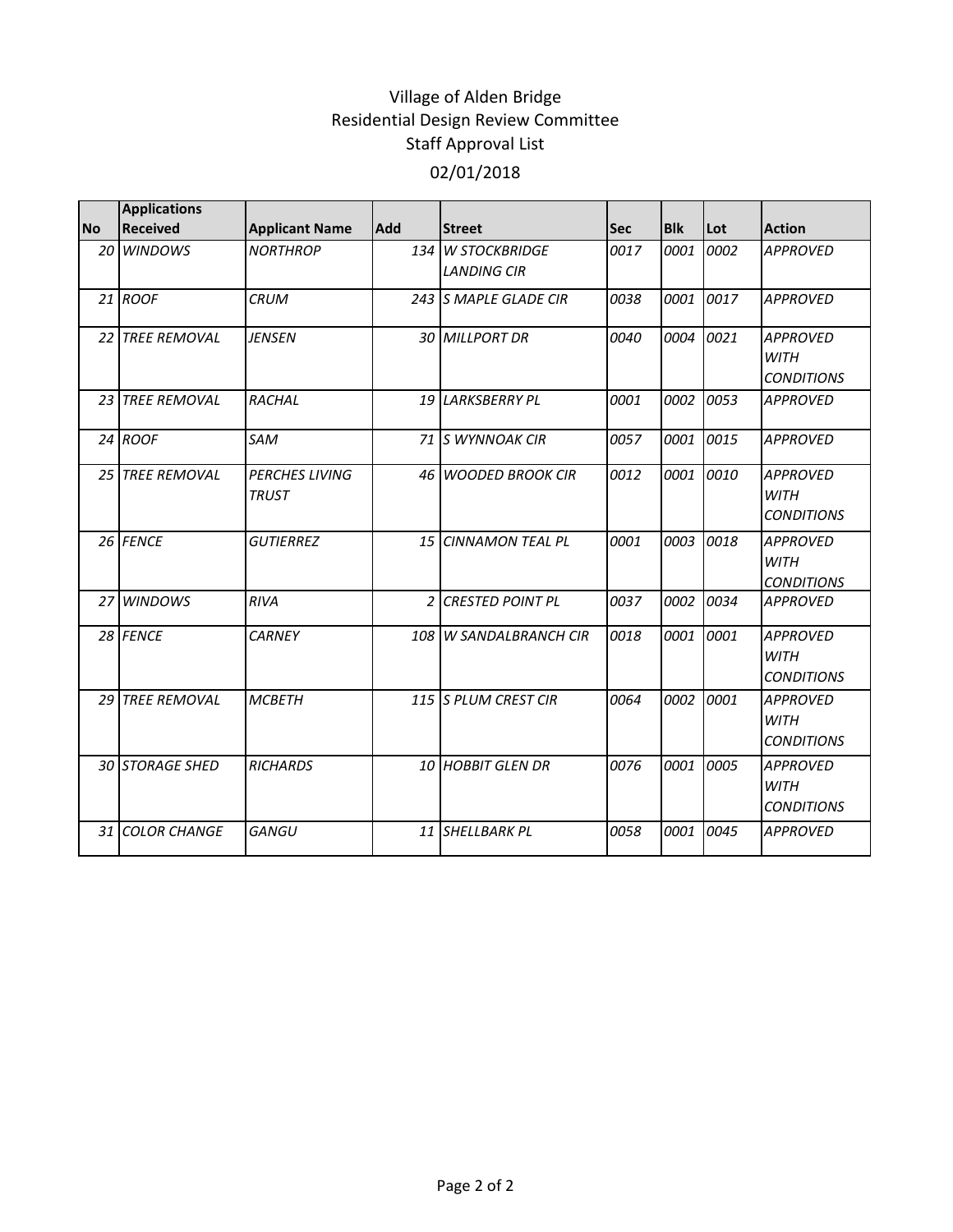# Village of Alden Bridge
## Residential Design Review Committee
## Staff Approval List
## 02/01/2018

| No | Applications Received | Applicant Name | Add | Street | Sec | Blk | Lot | Action |
|---|---|---|---|---|---|---|---|---|
| 20 | *WINDOWS* | *NORTHROP* | 134 | *W STOCKBRIDGE LANDING CIR* | 0017 | 0001 | 0002 | *APPROVED* |
| 21 | *ROOF* | *CRUM* | 243 | *S MAPLE GLADE CIR* | 0038 | 0001 | 0017 | *APPROVED* |
| 22 | *TREE REMOVAL* | *JENSEN* | 30 | *MILLPORT DR* | 0040 | 0004 | 0021 | *APPROVED WITH CONDITIONS* |
| 23 | *TREE REMOVAL* | *RACHAL* | 19 | *LARKSBERRY PL* | 0001 | 0002 | 0053 | *APPROVED* |
| 24 | *ROOF* | *SAM* | 71 | *S WYNNOAK CIR* | 0057 | 0001 | 0015 | *APPROVED* |
| 25 | *TREE REMOVAL* | *PERCHES LIVING TRUST* | 46 | *WOODED BROOK CIR* | 0012 | 0001 | 0010 | *APPROVED WITH CONDITIONS* |
| 26 | *FENCE* | *GUTIERREZ* | 15 | *CINNAMON TEAL PL* | 0001 | 0003 | 0018 | *APPROVED WITH CONDITIONS* |
| 27 | *WINDOWS* | *RIVA* | 2 | *CRESTED POINT PL* | 0037 | 0002 | 0034 | *APPROVED* |
| 28 | *FENCE* | *CARNEY* | 108 | *W SANDALBRANCH CIR* | 0018 | 0001 | 0001 | *APPROVED WITH CONDITIONS* |
| 29 | *TREE REMOVAL* | *MCBETH* | 115 | *S PLUM CREST CIR* | 0064 | 0002 | 0001 | *APPROVED WITH CONDITIONS* |
| 30 | *STORAGE SHED* | *RICHARDS* | 10 | *HOBBIT GLEN DR* | 0076 | 0001 | 0005 | *APPROVED WITH CONDITIONS* |
| 31 | *COLOR CHANGE* | *GANGU* | 11 | *SHELLBARK PL* | 0058 | 0001 | 0045 | *APPROVED* |